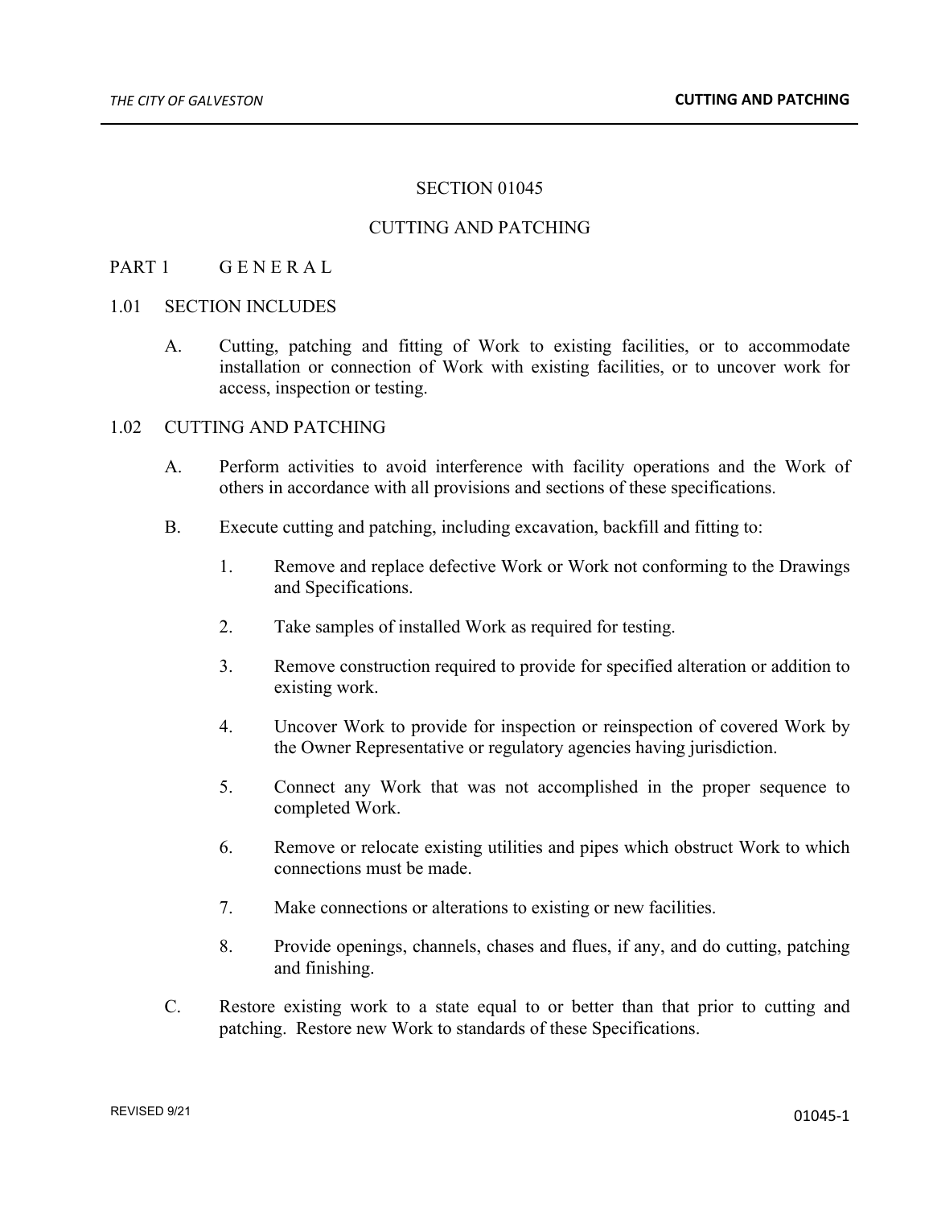# SECTION 01045

# CUTTING AND PATCHING

## PART 1 G E N E R A L

### 1.01 SECTION INCLUDES

A. Cutting, patching and fitting of Work to existing facilities, or to accommodate installation or connection of Work with existing facilities, or to uncover work for access, inspection or testing.

### 1.02 CUTTING AND PATCHING

A. Perform activities to avoid interference with facility operations and the Work of others in accordance with all provisions and sections of these specifications.

B. Execute cutting and patching, including excavation, backfill and fitting to:

1. Remove and replace defective Work or Work not conforming to the Drawings and Specifications.
2. Take samples of installed Work as required for testing.
3. Remove construction required to provide for specified alteration or addition to existing work.
4. Uncover Work to provide for inspection or reinspection of covered Work by the Owner Representative or regulatory agencies having jurisdiction.
5. Connect any Work that was not accomplished in the proper sequence to completed Work.
6. Remove or relocate existing utilities and pipes which obstruct Work to which connections must be made.
7. Make connections or alterations to existing or new facilities.
8. Provide openings, channels, chases and flues, if any, and do cutting, patching and finishing.

C. Restore existing work to a state equal to or better than that prior to cutting and patching. Restore new Work to standards of these Specifications.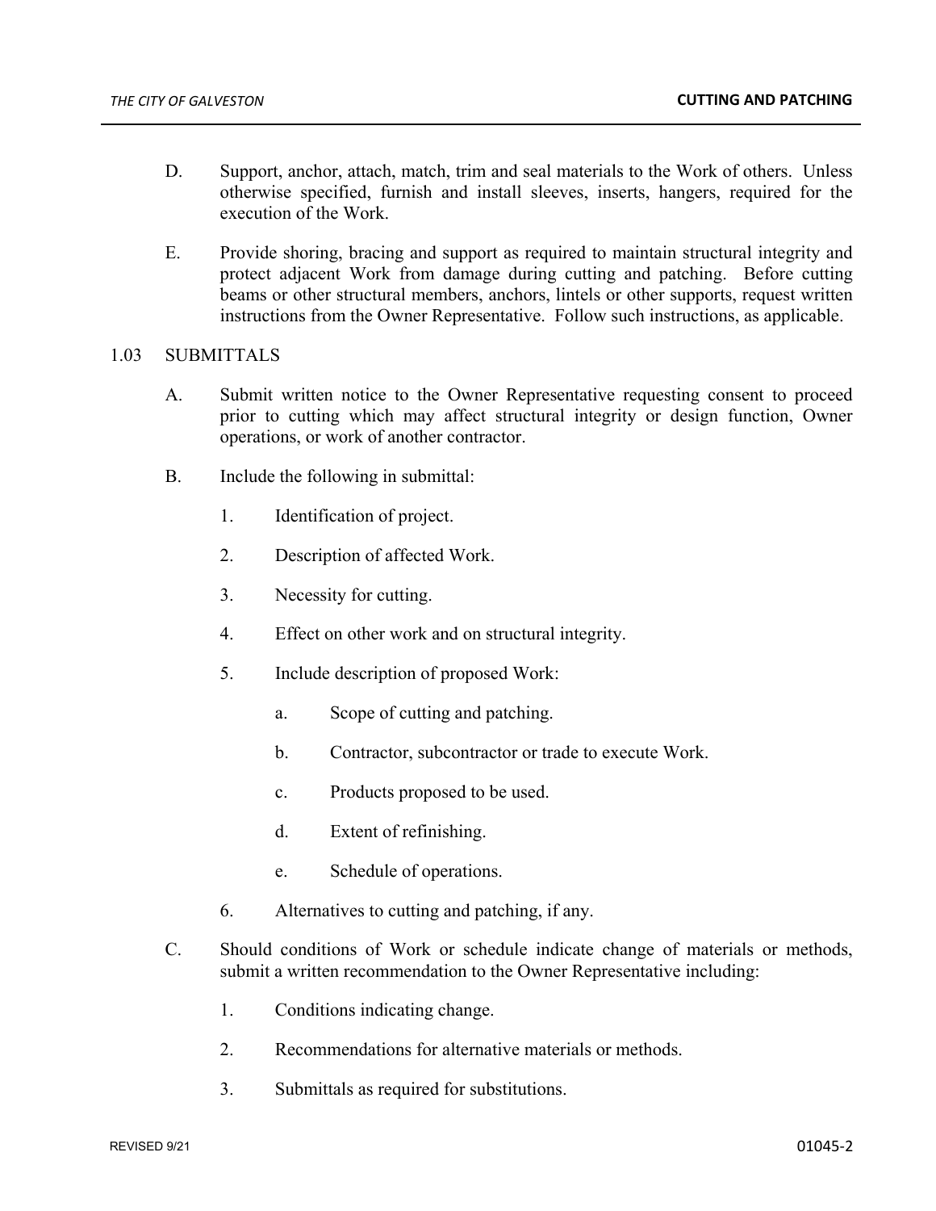D. Support, anchor, attach, match, trim and seal materials to the Work of others. Unless otherwise specified, furnish and install sleeves, inserts, hangers, required for the execution of the Work.

E. Provide shoring, bracing and support as required to maintain structural integrity and protect adjacent Work from damage during cutting and patching. Before cutting beams or other structural members, anchors, lintels or other supports, request written instructions from the Owner Representative. Follow such instructions, as applicable.

## 1.03 SUBMITTALS

A. Submit written notice to the Owner Representative requesting consent to proceed prior to cutting which may affect structural integrity or design function, Owner operations, or work of another contractor.

B. Include the following in submittal:

1. Identification of project.

2. Description of affected Work.

3. Necessity for cutting.

4. Effect on other work and on structural integrity.

5. Include description of proposed Work:

   a. Scope of cutting and patching.

   b. Contractor, subcontractor or trade to execute Work.

   c. Products proposed to be used.

   d. Extent of refinishing.

   e. Schedule of operations.

6. Alternatives to cutting and patching, if any.

C. Should conditions of Work or schedule indicate change of materials or methods, submit a written recommendation to the Owner Representative including:

1. Conditions indicating change.

2. Recommendations for alternative materials or methods.

3. Submittals as required for substitutions.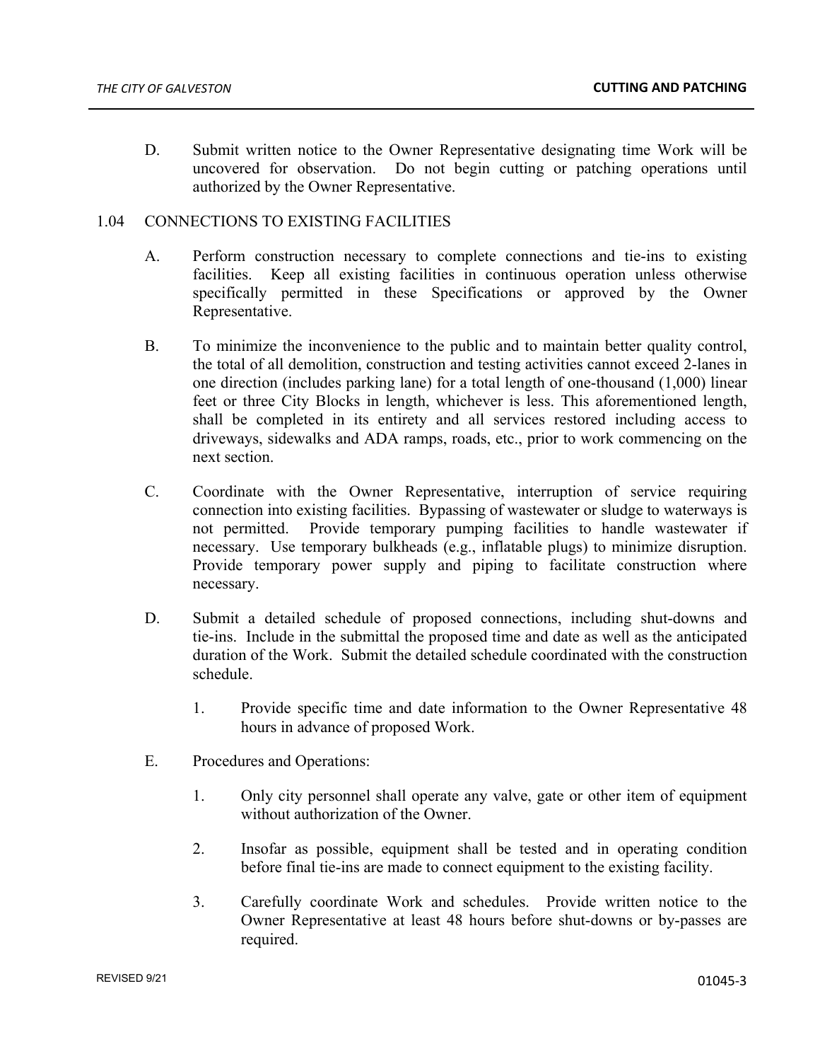D. Submit written notice to the Owner Representative designating time Work will be uncovered for observation. Do not begin cutting or patching operations until authorized by the Owner Representative.

## 1.04 CONNECTIONS TO EXISTING FACILITIES

A. Perform construction necessary to complete connections and tie-ins to existing facilities. Keep all existing facilities in continuous operation unless otherwise specifically permitted in these Specifications or approved by the Owner Representative.

B. To minimize the inconvenience to the public and to maintain better quality control, the total of all demolition, construction and testing activities cannot exceed 2-lanes in one direction (includes parking lane) for a total length of one-thousand (1,000) linear feet or three City Blocks in length, whichever is less. This aforementioned length, shall be completed in its entirety and all services restored including access to driveways, sidewalks and ADA ramps, roads, etc., prior to work commencing on the next section.

C. Coordinate with the Owner Representative, interruption of service requiring connection into existing facilities. Bypassing of wastewater or sludge to waterways is not permitted. Provide temporary pumping facilities to handle wastewater if necessary. Use temporary bulkheads (e.g., inflatable plugs) to minimize disruption. Provide temporary power supply and piping to facilitate construction where necessary.

D. Submit a detailed schedule of proposed connections, including shut-downs and tie-ins. Include in the submittal the proposed time and date as well as the anticipated duration of the Work. Submit the detailed schedule coordinated with the construction schedule.

   1. Provide specific time and date information to the Owner Representative 48 hours in advance of proposed Work.

E. Procedures and Operations:

   1. Only city personnel shall operate any valve, gate or other item of equipment without authorization of the Owner.

   2. Insofar as possible, equipment shall be tested and in operating condition before final tie-ins are made to connect equipment to the existing facility.

   3. Carefully coordinate Work and schedules. Provide written notice to the Owner Representative at least 48 hours before shut-downs or by-passes are required.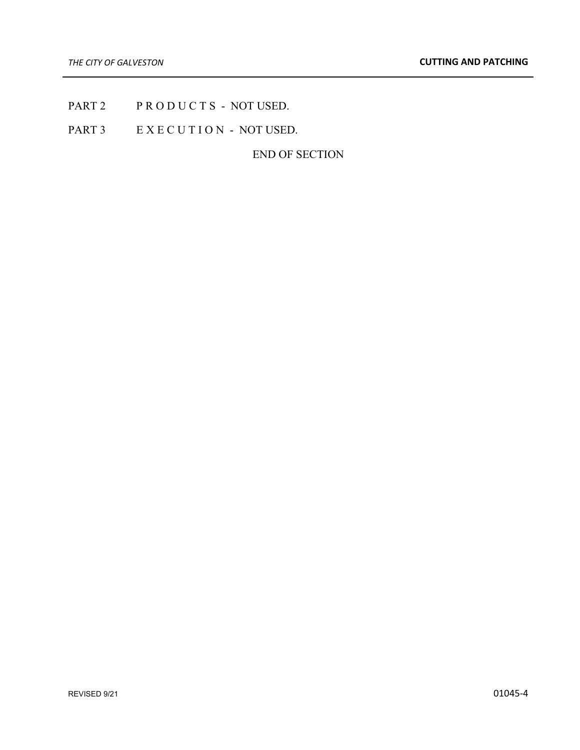PART 2 P R O D U C T S - NOT USED.

PART 3 E X E C U T I O N - NOT USED.

END OF SECTION